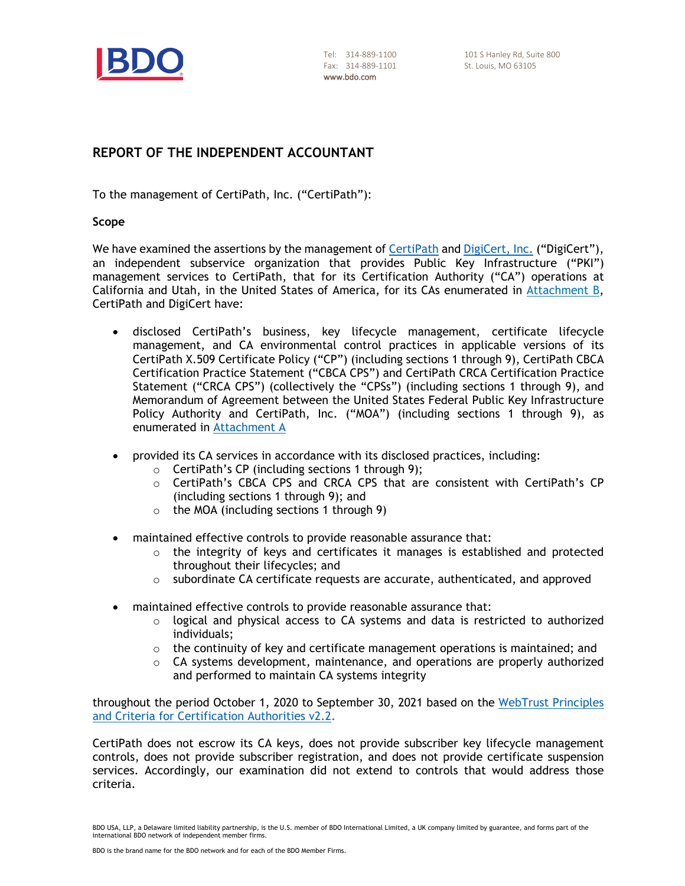# REPORT OF THE INDEPENDENT ACCOUNTANT

To the management of CertiPath, Inc. ("CertiPath"):

## Scope

We have examined the assertions by the management of CertiPath and DigiCert, Inc. ("DigiCert"), an independent subservice organization that provides Public Key Infrastructure ("PKI") management services to CertiPath, that for its Certification Authority ("CA") operations at California and Utah, in the United States of America, for its CAs enumerated in Attachment B, CertiPath and DigiCert have:

- disclosed CertiPath's business, key lifecycle management, certificate lifecycle management, and CA environmental control practices in applicable versions of its CertiPath X.509 Certificate Policy ("CP") (including sections 1 through 9), CertiPath CBCA Certification Practice Statement ("CBCA CPS") and CertiPath CRCA Certification Practice Statement ("CRCA CPS") (collectively the "CPSs") (including sections 1 through 9), and Memorandum of Agreement between the United States Federal Public Key Infrastructure Policy Authority and CertiPath, Inc. ("MOA") (including sections 1 through 9), as enumerated in Attachment A

- provided its CA services in accordance with its disclosed practices, including:
    - CertiPath's CP (including sections 1 through 9);
    - CertiPath's CBCA CPS and CRCA CPS that are consistent with CertiPath's CP (including sections 1 through 9); and
    - the MOA (including sections 1 through 9)

- maintained effective controls to provide reasonable assurance that:
    - the integrity of keys and certificates it manages is established and protected throughout their lifecycles; and
    - subordinate CA certificate requests are accurate, authenticated, and approved

- maintained effective controls to provide reasonable assurance that:
    - logical and physical access to CA systems and data is restricted to authorized individuals;
    - the continuity of key and certificate management operations is maintained; and
    - CA systems development, maintenance, and operations are properly authorized and performed to maintain CA systems integrity

throughout the period October 1, 2020 to September 30, 2021 based on the WebTrust Principles and Criteria for Certification Authorities v2.2.

CertiPath does not escrow its CA keys, does not provide subscriber key lifecycle management controls, does not provide subscriber registration, and does not provide certificate suspension services. Accordingly, our examination did not extend to controls that would address those criteria.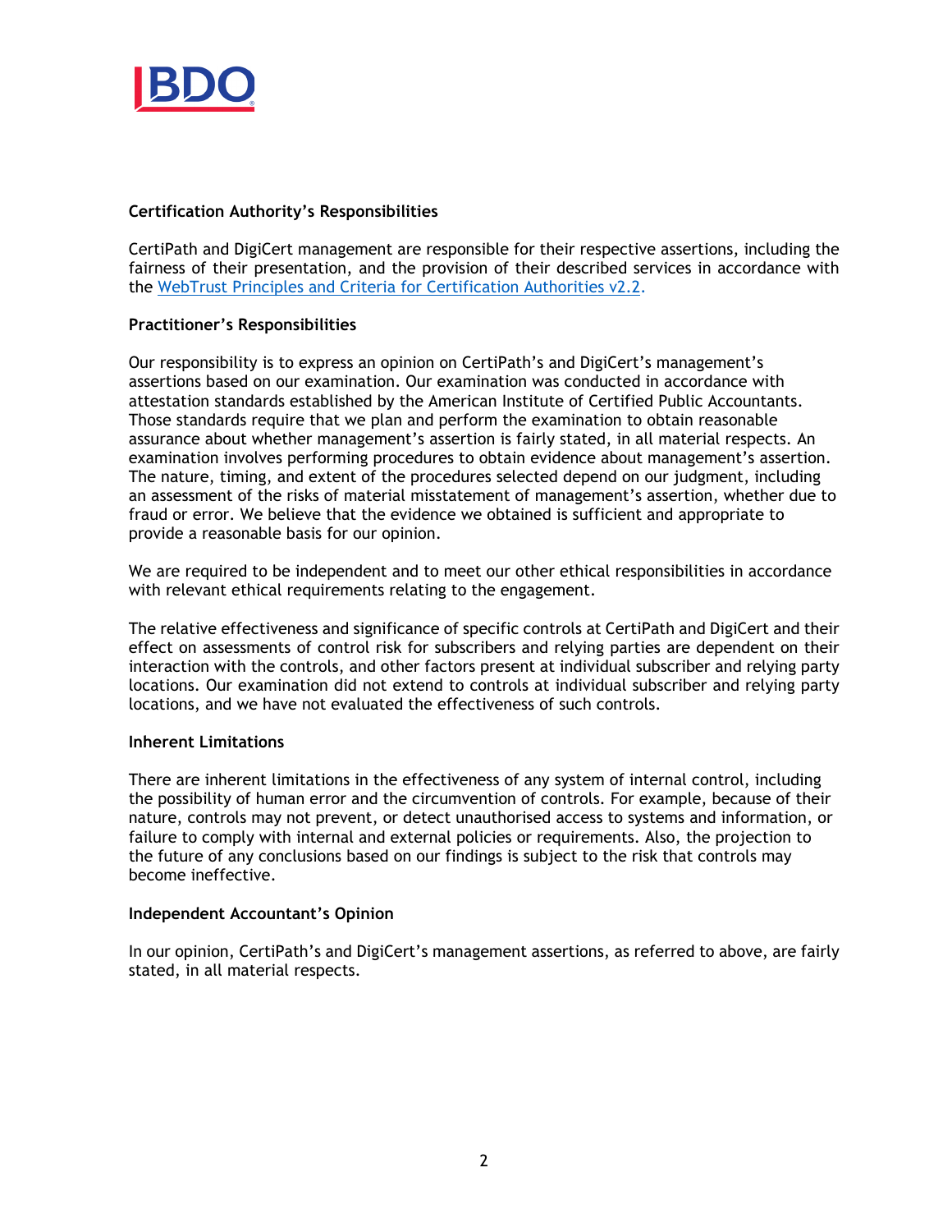**Certification Authority's Responsibilities**

CertiPath and DigiCert management are responsible for their respective assertions, including the fairness of their presentation, and the provision of their described services in accordance with the [WebTrust Principles and Criteria for Certification Authorities v2.2](WebTrust Principles and Criteria for Certification Authorities v2.2).

**Practitioner's Responsibilities**

Our responsibility is to express an opinion on CertiPath's and DigiCert's management's assertions based on our examination. Our examination was conducted in accordance with attestation standards established by the American Institute of Certified Public Accountants. Those standards require that we plan and perform the examination to obtain reasonable assurance about whether management's assertion is fairly stated, in all material respects. An examination involves performing procedures to obtain evidence about management's assertion. The nature, timing, and extent of the procedures selected depend on our judgment, including an assessment of the risks of material misstatement of management's assertion, whether due to fraud or error. We believe that the evidence we obtained is sufficient and appropriate to provide a reasonable basis for our opinion.

We are required to be independent and to meet our other ethical responsibilities in accordance with relevant ethical requirements relating to the engagement.

The relative effectiveness and significance of specific controls at CertiPath and DigiCert and their effect on assessments of control risk for subscribers and relying parties are dependent on their interaction with the controls, and other factors present at individual subscriber and relying party locations. Our examination did not extend to controls at individual subscriber and relying party locations, and we have not evaluated the effectiveness of such controls.

**Inherent Limitations**

There are inherent limitations in the effectiveness of any system of internal control, including the possibility of human error and the circumvention of controls. For example, because of their nature, controls may not prevent, or detect unauthorised access to systems and information, or failure to comply with internal and external policies or requirements. Also, the projection to the future of any conclusions based on our findings is subject to the risk that controls may become ineffective.

**Independent Accountant's Opinion**

In our opinion, CertiPath's and DigiCert's management assertions, as referred to above, are fairly stated, in all material respects.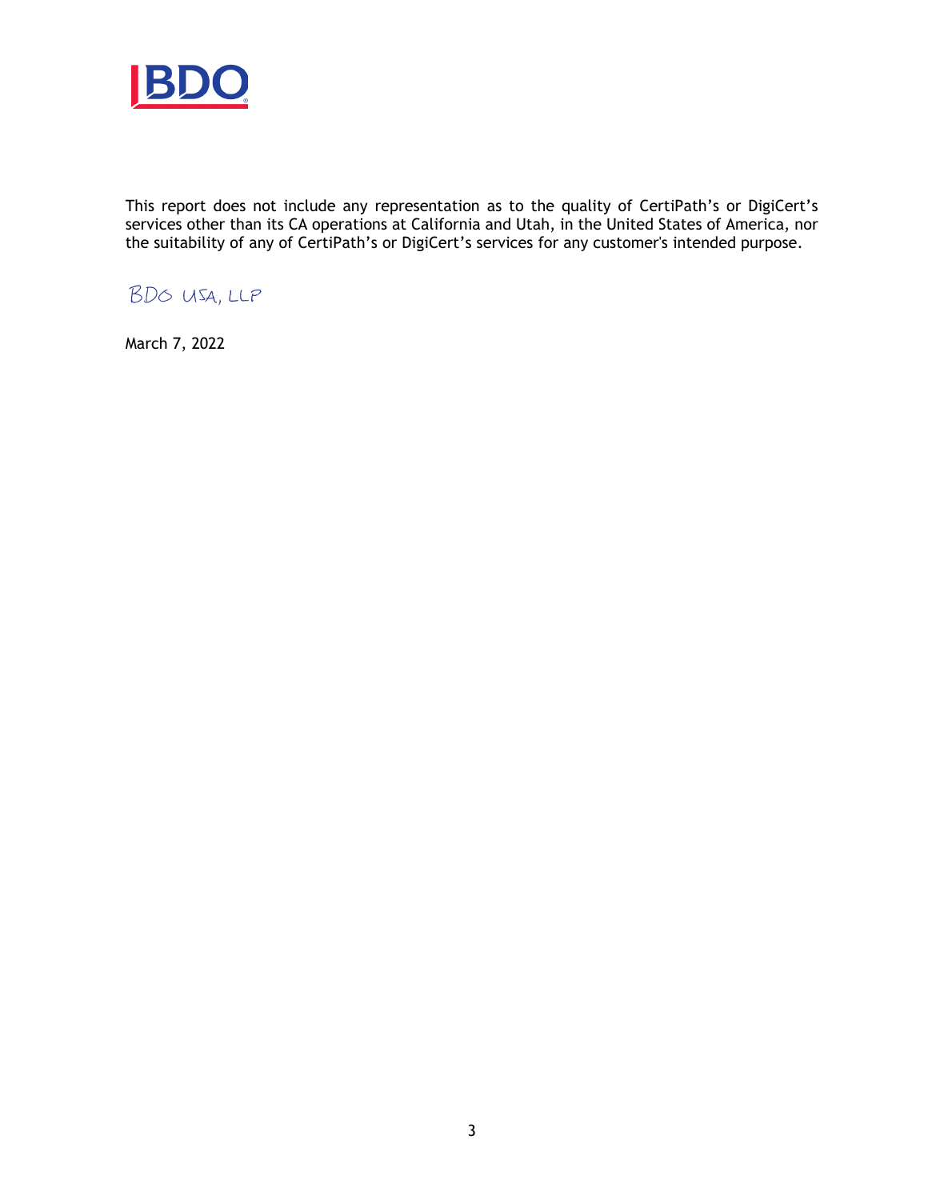This report does not include any representation as to the quality of CertiPath's or DigiCert's services other than its CA operations at California and Utah, in the United States of America, nor the suitability of any of CertiPath's or DigiCert's services for any customer's intended purpose.

BDO USA, LLP

March 7, 2022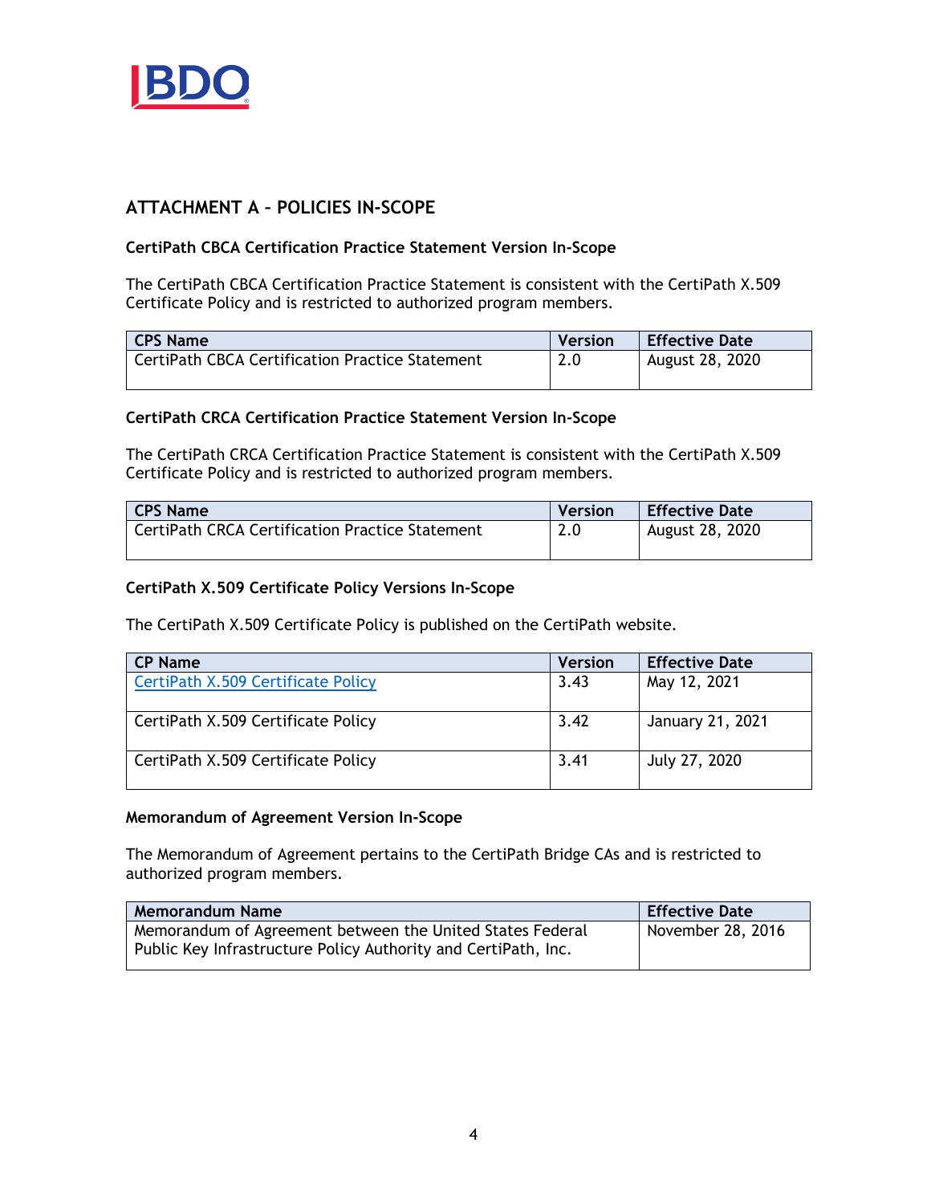## ATTACHMENT A – POLICIES IN-SCOPE

**CertiPath CBCA Certification Practice Statement Version In-Scope**

The CertiPath CBCA Certification Practice Statement is consistent with the CertiPath X.509 Certificate Policy and is restricted to authorized program members.

| CPS Name | Version | Effective Date |
|---|---|---|
| CertiPath CBCA Certification Practice Statement | 2.0 | August 28, 2020 |

**CertiPath CRCA Certification Practice Statement Version In-Scope**

The CertiPath CRCA Certification Practice Statement is consistent with the CertiPath X.509 Certificate Policy and is restricted to authorized program members.

| CPS Name | Version | Effective Date |
|---|---|---|
| CertiPath CRCA Certification Practice Statement | 2.0 | August 28, 2020 |

**CertiPath X.509 Certificate Policy Versions In-Scope**

The CertiPath X.509 Certificate Policy is published on the CertiPath website.

| CP Name | Version | Effective Date |
|---|---|---|
| CertiPath X.509 Certificate Policy | 3.43 | May 12, 2021 |
| CertiPath X.509 Certificate Policy | 3.42 | January 21, 2021 |
| CertiPath X.509 Certificate Policy | 3.41 | July 27, 2020 |

**Memorandum of Agreement Version In-Scope**

The Memorandum of Agreement pertains to the CertiPath Bridge CAs and is restricted to authorized program members.

| Memorandum Name | Effective Date |
|---|---|
| Memorandum of Agreement between the United States Federal Public Key Infrastructure Policy Authority and CertiPath, Inc. | November 28, 2016 |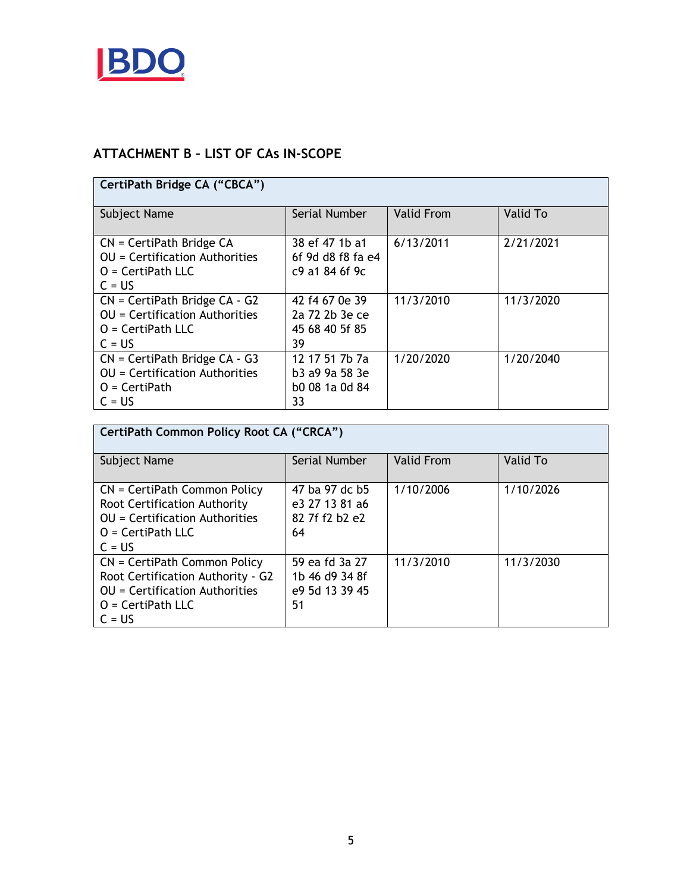## ATTACHMENT B – LIST OF CAs IN-SCOPE

| CertiPath Bridge CA ("CBCA") | | | |
|---|---|---|---|
| Subject Name | Serial Number | Valid From | Valid To |
| CN = CertiPath Bridge CA<br>OU = Certification Authorities<br>O = CertiPath LLC<br>C = US | 38 ef 47 1b a1 6f 9d d8 f8 fa e4 c9 a1 84 6f 9c | 6/13/2011 | 2/21/2021 |
| CN = CertiPath Bridge CA - G2<br>OU = Certification Authorities<br>O = CertiPath LLC<br>C = US | 42 f4 67 0e 39 2a 72 2b 3e ce 45 68 40 5f 85 39 | 11/3/2010 | 11/3/2020 |
| CN = CertiPath Bridge CA - G3<br>OU = Certification Authorities<br>O = CertiPath<br>C = US | 12 17 51 7b 7a b3 a9 9a 58 3e b0 08 1a 0d 84 33 | 1/20/2020 | 1/20/2040 |

| CertiPath Common Policy Root CA ("CRCA") | | | |
|---|---|---|---|
| Subject Name | Serial Number | Valid From | Valid To |
| CN = CertiPath Common Policy Root Certification Authority<br>OU = Certification Authorities<br>O = CertiPath LLC<br>C = US | 47 ba 97 dc b5 e3 27 13 81 a6 82 7f f2 b2 e2 64 | 1/10/2006 | 1/10/2026 |
| CN = CertiPath Common Policy Root Certification Authority - G2<br>OU = Certification Authorities<br>O = CertiPath LLC<br>C = US | 59 ea fd 3a 27 1b 46 d9 34 8f e9 5d 13 39 45 51 | 11/3/2010 | 11/3/2030 |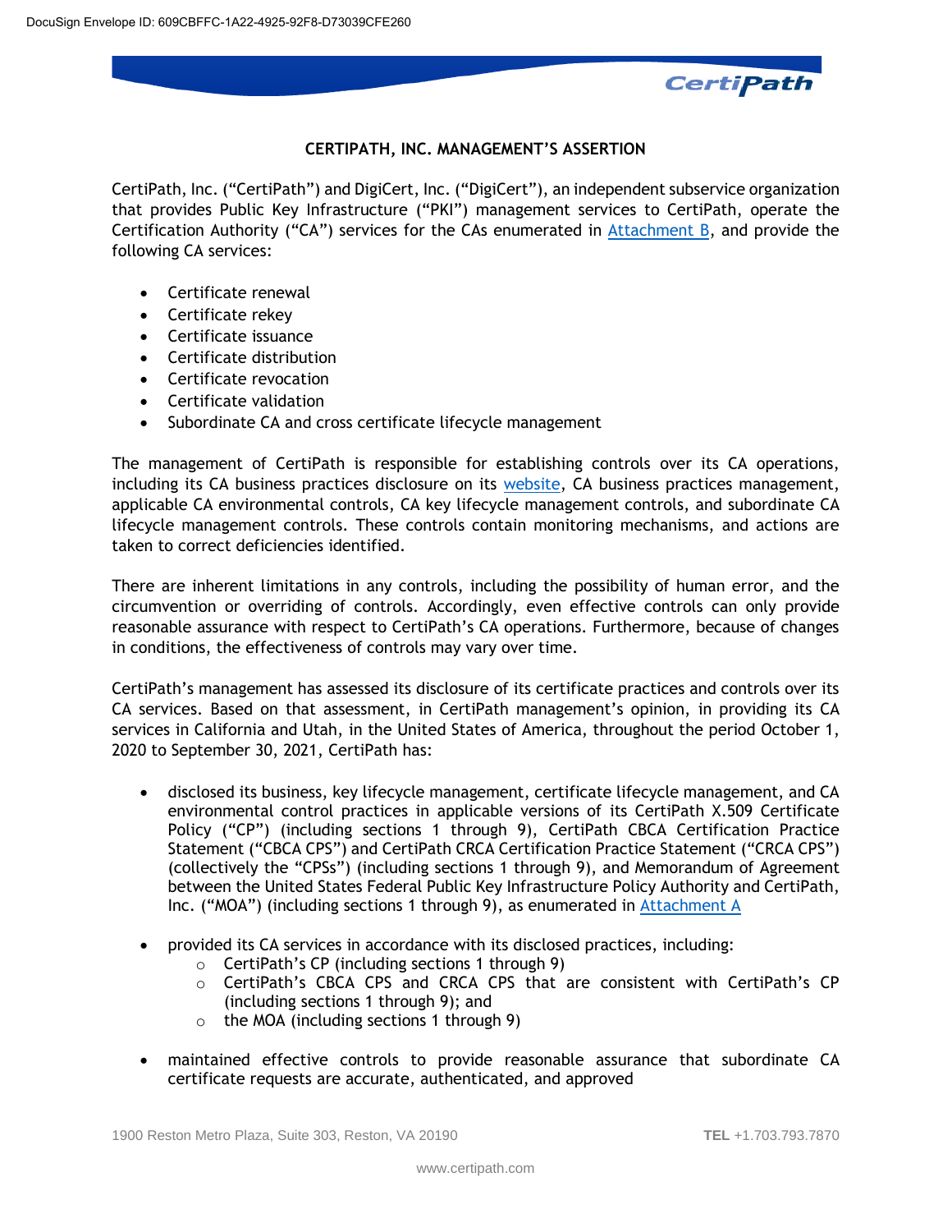## CERTIPATH, INC. MANAGEMENT'S ASSERTION

CertiPath, Inc. ("CertiPath") and DigiCert, Inc. ("DigiCert"), an independent subservice organization that provides Public Key Infrastructure ("PKI") management services to CertiPath, operate the Certification Authority ("CA") services for the CAs enumerated in Attachment B, and provide the following CA services:

- Certificate renewal
- Certificate rekey
- Certificate issuance
- Certificate distribution
- Certificate revocation
- Certificate validation
- Subordinate CA and cross certificate lifecycle management

The management of CertiPath is responsible for establishing controls over its CA operations, including its CA business practices disclosure on its website, CA business practices management, applicable CA environmental controls, CA key lifecycle management controls, and subordinate CA lifecycle management controls. These controls contain monitoring mechanisms, and actions are taken to correct deficiencies identified.

There are inherent limitations in any controls, including the possibility of human error, and the circumvention or overriding of controls. Accordingly, even effective controls can only provide reasonable assurance with respect to CertiPath's CA operations. Furthermore, because of changes in conditions, the effectiveness of controls may vary over time.

CertiPath's management has assessed its disclosure of its certificate practices and controls over its CA services. Based on that assessment, in CertiPath management's opinion, in providing its CA services in California and Utah, in the United States of America, throughout the period October 1, 2020 to September 30, 2021, CertiPath has:

- disclosed its business, key lifecycle management, certificate lifecycle management, and CA environmental control practices in applicable versions of its CertiPath X.509 Certificate Policy ("CP") (including sections 1 through 9), CertiPath CBCA Certification Practice Statement ("CBCA CPS") and CertiPath CRCA Certification Practice Statement ("CRCA CPS") (collectively the "CPSs") (including sections 1 through 9), and Memorandum of Agreement between the United States Federal Public Key Infrastructure Policy Authority and CertiPath, Inc. ("MOA") (including sections 1 through 9), as enumerated in Attachment A
- provided its CA services in accordance with its disclosed practices, including:
  - CertiPath's CP (including sections 1 through 9)
  - CertiPath's CBCA CPS and CRCA CPS that are consistent with CertiPath's CP (including sections 1 through 9); and
  - the MOA (including sections 1 through 9)
- maintained effective controls to provide reasonable assurance that subordinate CA certificate requests are accurate, authenticated, and approved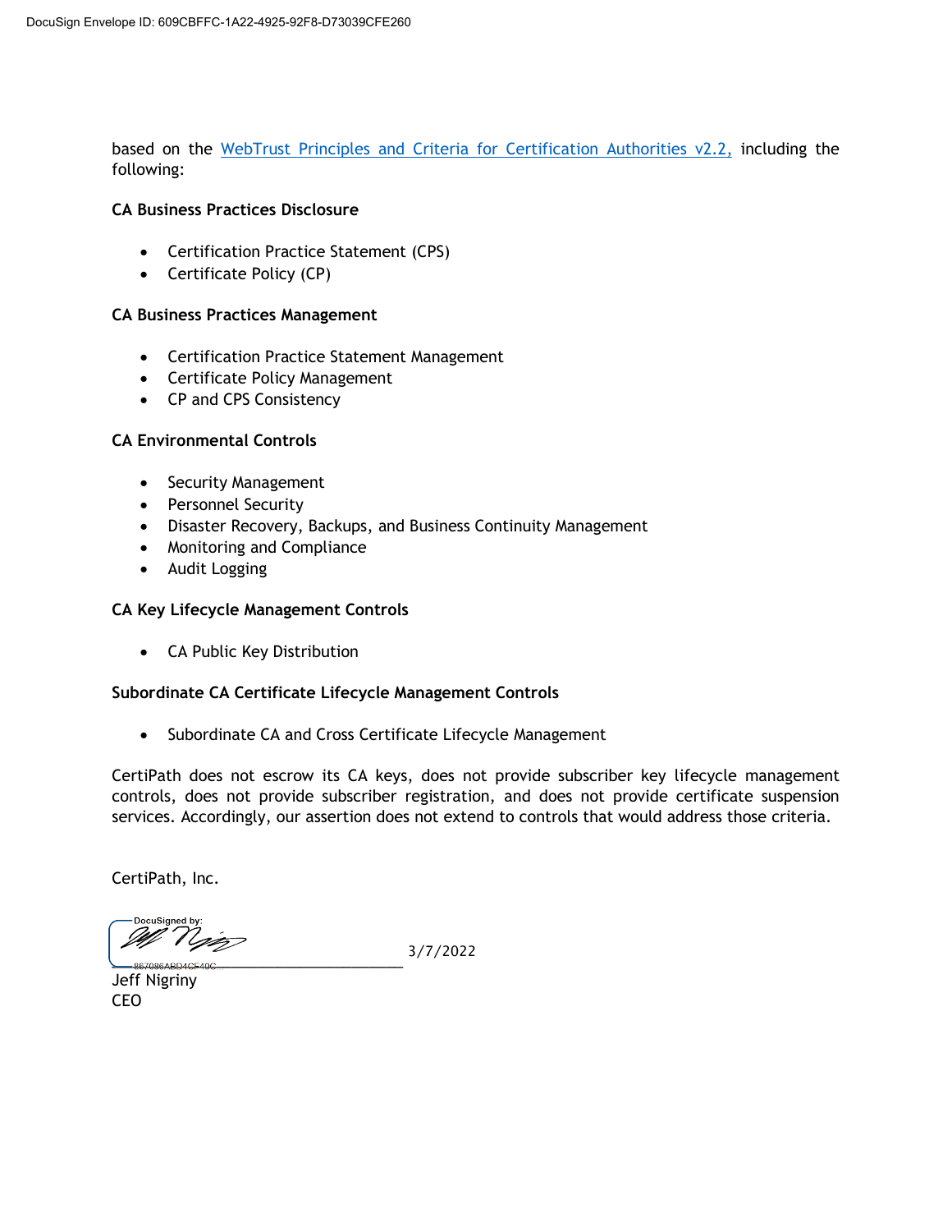based on the [WebTrust Principles and Criteria for Certification Authorities v2.2,](https://www.cpacanada.ca) including the following:

**CA Business Practices Disclosure**

- Certification Practice Statement (CPS)
- Certificate Policy (CP)

**CA Business Practices Management**

- Certification Practice Statement Management
- Certificate Policy Management
- CP and CPS Consistency

**CA Environmental Controls**

- Security Management
- Personnel Security
- Disaster Recovery, Backups, and Business Continuity Management
- Monitoring and Compliance
- Audit Logging

**CA Key Lifecycle Management Controls**

- CA Public Key Distribution

**Subordinate CA Certificate Lifecycle Management Controls**

- Subordinate CA and Cross Certificate Lifecycle Management

CertiPath does not escrow its CA keys, does not provide subscriber key lifecycle management controls, does not provide subscriber registration, and does not provide certificate suspension services. Accordingly, our assertion does not extend to controls that would address those criteria.

CertiPath, Inc.

DocuSigned by:
867086ABD4CF40C...

3/7/2022

Jeff Nigriny
CEO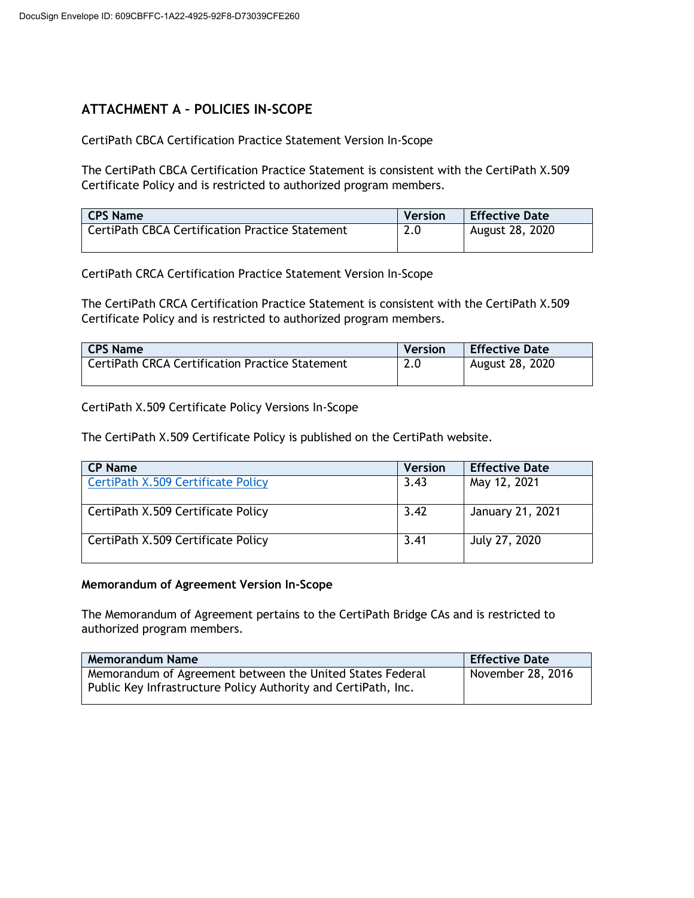## ATTACHMENT A – POLICIES IN-SCOPE

CertiPath CBCA Certification Practice Statement Version In-Scope

The CertiPath CBCA Certification Practice Statement is consistent with the CertiPath X.509 Certificate Policy and is restricted to authorized program members.

| CPS Name | Version | Effective Date |
| --- | --- | --- |
| CertiPath CBCA Certification Practice Statement | 2.0 | August 28, 2020 |

CertiPath CRCA Certification Practice Statement Version In-Scope

The CertiPath CRCA Certification Practice Statement is consistent with the CertiPath X.509 Certificate Policy and is restricted to authorized program members.

| CPS Name | Version | Effective Date |
| --- | --- | --- |
| CertiPath CRCA Certification Practice Statement | 2.0 | August 28, 2020 |

CertiPath X.509 Certificate Policy Versions In-Scope

The CertiPath X.509 Certificate Policy is published on the CertiPath website.

| CP Name | Version | Effective Date |
| --- | --- | --- |
| CertiPath X.509 Certificate Policy | 3.43 | May 12, 2021 |
| CertiPath X.509 Certificate Policy | 3.42 | January 21, 2021 |
| CertiPath X.509 Certificate Policy | 3.41 | July 27, 2020 |

**Memorandum of Agreement Version In-Scope**

The Memorandum of Agreement pertains to the CertiPath Bridge CAs and is restricted to authorized program members.

| Memorandum Name | Effective Date |
| --- | --- |
| Memorandum of Agreement between the United States Federal Public Key Infrastructure Policy Authority and CertiPath, Inc. | November 28, 2016 |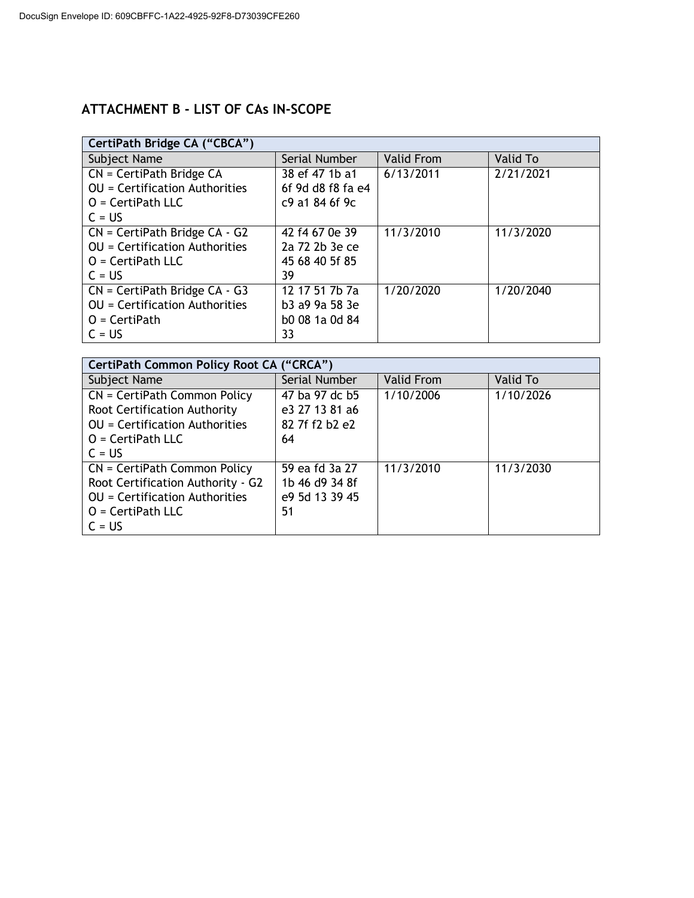## ATTACHMENT B - LIST OF CAs IN-SCOPE

| **CertiPath Bridge CA (“CBCA”)** | | | |
|---|---|---|---|
| Subject Name | Serial Number | Valid From | Valid To |
| CN = CertiPath Bridge CA<br>OU = Certification Authorities<br>O = CertiPath LLC<br>C = US | 38 ef 47 1b a1 6f 9d d8 f8 fa e4 c9 a1 84 6f 9c | 6/13/2011 | 2/21/2021 |
| CN = CertiPath Bridge CA - G2<br>OU = Certification Authorities<br>O = CertiPath LLC<br>C = US | 42 f4 67 0e 39 2a 72 2b 3e ce 45 68 40 5f 85 39 | 11/3/2010 | 11/3/2020 |
| CN = CertiPath Bridge CA - G3<br>OU = Certification Authorities<br>O = CertiPath<br>C = US | 12 17 51 7b 7a b3 a9 9a 58 3e b0 08 1a 0d 84 33 | 1/20/2020 | 1/20/2040 |

| **CertiPath Common Policy Root CA (“CRCA”)** | | | |
|---|---|---|---|
| Subject Name | Serial Number | Valid From | Valid To |
| CN = CertiPath Common Policy Root Certification Authority<br>OU = Certification Authorities<br>O = CertiPath LLC<br>C = US | 47 ba 97 dc b5 e3 27 13 81 a6 82 7f f2 b2 e2 64 | 1/10/2006 | 1/10/2026 |
| CN = CertiPath Common Policy Root Certification Authority - G2<br>OU = Certification Authorities<br>O = CertiPath LLC<br>C = US | 59 ea fd 3a 27 1b 46 d9 34 8f e9 5d 13 39 45 51 | 11/3/2010 | 11/3/2030 |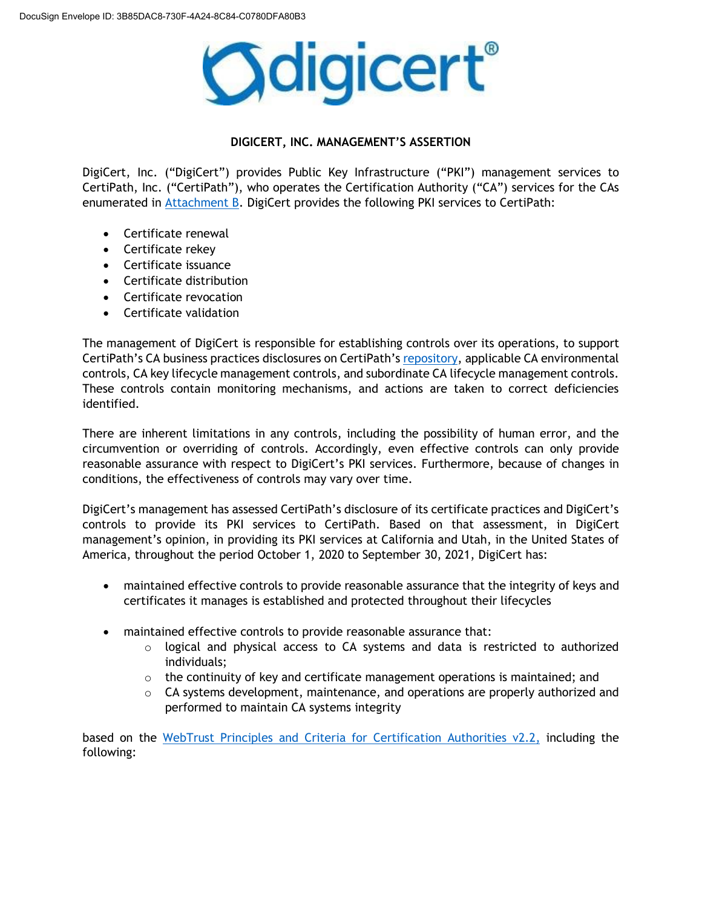**DIGICERT, INC. MANAGEMENT'S ASSERTION**

DigiCert, Inc. ("DigiCert") provides Public Key Infrastructure ("PKI") management services to CertiPath, Inc. ("CertiPath"), who operates the Certification Authority ("CA") services for the CAs enumerated in Attachment B. DigiCert provides the following PKI services to CertiPath:

- Certificate renewal
- Certificate rekey
- Certificate issuance
- Certificate distribution
- Certificate revocation
- Certificate validation

The management of DigiCert is responsible for establishing controls over its operations, to support CertiPath's CA business practices disclosures on CertiPath's repository, applicable CA environmental controls, CA key lifecycle management controls, and subordinate CA lifecycle management controls. These controls contain monitoring mechanisms, and actions are taken to correct deficiencies identified.

There are inherent limitations in any controls, including the possibility of human error, and the circumvention or overriding of controls. Accordingly, even effective controls can only provide reasonable assurance with respect to DigiCert's PKI services. Furthermore, because of changes in conditions, the effectiveness of controls may vary over time.

DigiCert's management has assessed CertiPath's disclosure of its certificate practices and DigiCert's controls to provide its PKI services to CertiPath. Based on that assessment, in DigiCert management's opinion, in providing its PKI services at California and Utah, in the United States of America, throughout the period October 1, 2020 to September 30, 2021, DigiCert has:

- maintained effective controls to provide reasonable assurance that the integrity of keys and certificates it manages is established and protected throughout their lifecycles

- maintained effective controls to provide reasonable assurance that:
    - logical and physical access to CA systems and data is restricted to authorized individuals;
    - the continuity of key and certificate management operations is maintained; and
    - CA systems development, maintenance, and operations are properly authorized and performed to maintain CA systems integrity

based on the WebTrust Principles and Criteria for Certification Authorities v2.2, including the following: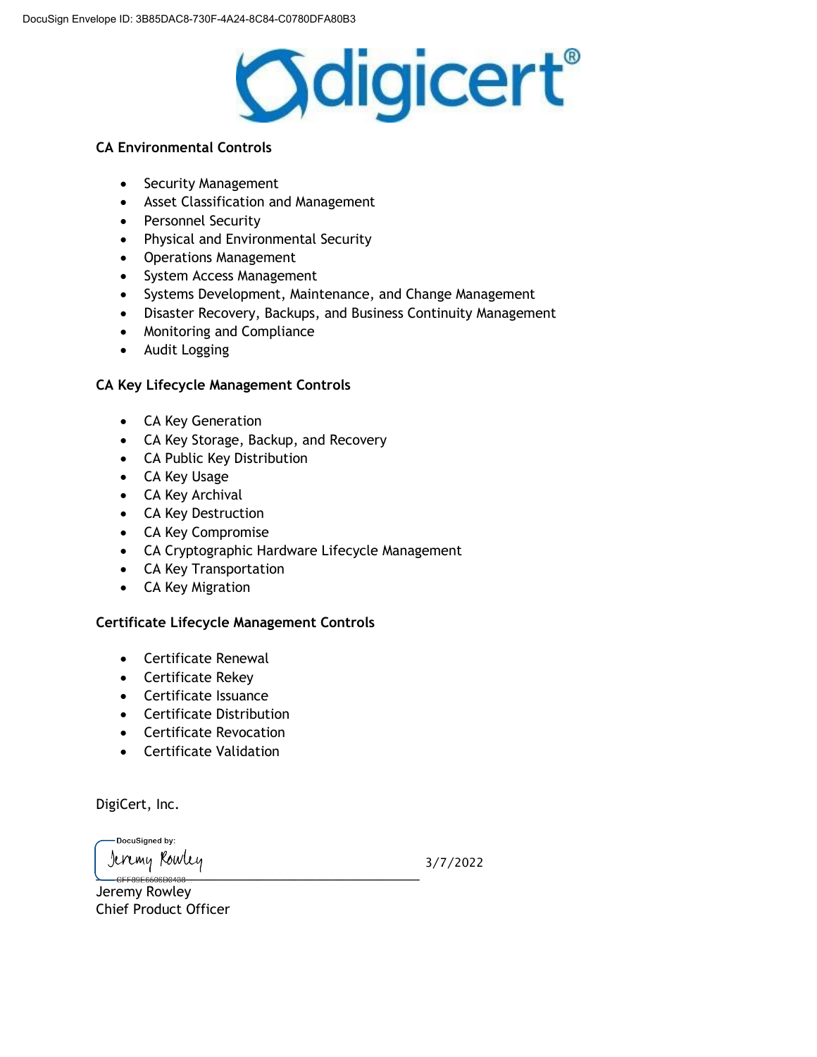**CA Environmental Controls**

- Security Management
- Asset Classification and Management
- Personnel Security
- Physical and Environmental Security
- Operations Management
- System Access Management
- Systems Development, Maintenance, and Change Management
- Disaster Recovery, Backups, and Business Continuity Management
- Monitoring and Compliance
- Audit Logging

**CA Key Lifecycle Management Controls**

- CA Key Generation
- CA Key Storage, Backup, and Recovery
- CA Public Key Distribution
- CA Key Usage
- CA Key Archival
- CA Key Destruction
- CA Key Compromise
- CA Cryptographic Hardware Lifecycle Management
- CA Key Transportation
- CA Key Migration

**Certificate Lifecycle Management Controls**

- Certificate Renewal
- Certificate Rekey
- Certificate Issuance
- Certificate Distribution
- Certificate Revocation
- Certificate Validation

DigiCert, Inc.

DocuSigned by:
Jeremy Rowley
CFF89E6606D6488

3/7/2022

Jeremy Rowley
Chief Product Officer